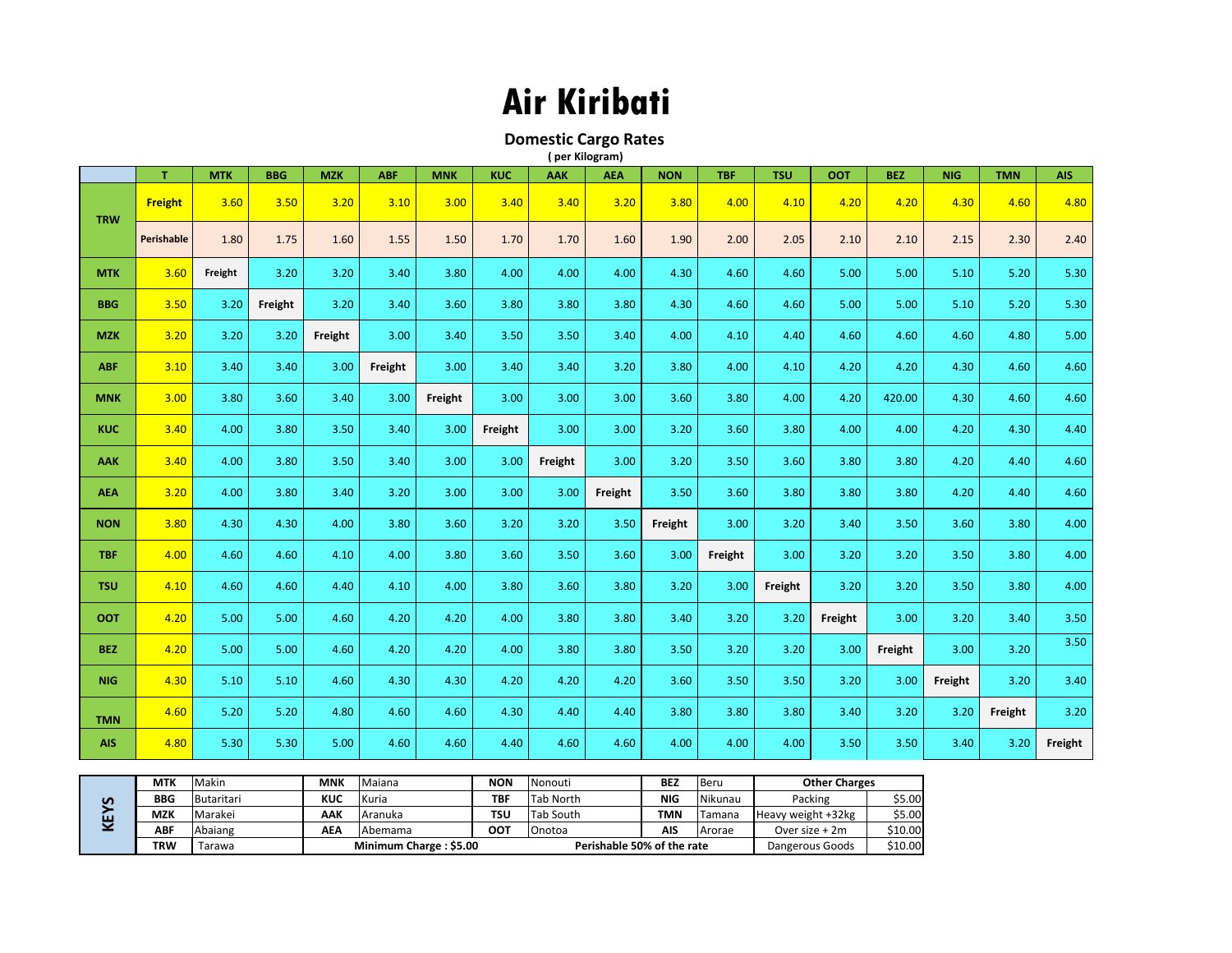# Air Kiribati

## Domestic Cargo Rates

( per Kilogram)

| | T | MTK | BBG | MZK | ABF | MNK | KUC | AAK | AEA | NON | TBF | TSU | OOT | BEZ | NIG | TMN | AIS |
|---|---|---|---|---|---|---|---|---|---|---|---|---|---|---|---|---|---|
| **TRW** | **Freight** | 3.60 | 3.50 | 3.20 | 3.10 | 3.00 | 3.40 | 3.40 | 3.20 | 3.80 | 4.00 | 4.10 | 4.20 | 4.20 | 4.30 | 4.60 | 4.80 |
| | **Perishable** | 1.80 | 1.75 | 1.60 | 1.55 | 1.50 | 1.70 | 1.70 | 1.60 | 1.90 | 2.00 | 2.05 | 2.10 | 2.10 | 2.15 | 2.30 | 2.40 |
| **MTK** | 3.60 | **Freight** | 3.20 | 3.20 | 3.40 | 3.80 | 4.00 | 4.00 | 4.00 | 4.30 | 4.60 | 4.60 | 5.00 | 5.00 | 5.10 | 5.20 | 5.30 |
| **BBG** | 3.50 | 3.20 | **Freight** | 3.20 | 3.40 | 3.60 | 3.80 | 3.80 | 3.80 | 4.30 | 4.60 | 4.60 | 5.00 | 5.00 | 5.10 | 5.20 | 5.30 |
| **MZK** | 3.20 | 3.20 | 3.20 | **Freight** | 3.00 | 3.40 | 3.50 | 3.50 | 3.40 | 4.00 | 4.10 | 4.40 | 4.60 | 4.60 | 4.60 | 4.80 | 5.00 |
| **ABF** | 3.10 | 3.40 | 3.40 | 3.00 | **Freight** | 3.00 | 3.40 | 3.40 | 3.20 | 3.80 | 4.00 | 4.10 | 4.20 | 4.20 | 4.30 | 4.60 | 4.60 |
| **MNK** | 3.00 | 3.80 | 3.60 | 3.40 | 3.00 | **Freight** | 3.00 | 3.00 | 3.00 | 3.60 | 3.80 | 4.00 | 4.20 | 420.00 | 4.30 | 4.60 | 4.60 |
| **KUC** | 3.40 | 4.00 | 3.80 | 3.50 | 3.40 | 3.00 | **Freight** | 3.00 | 3.00 | 3.20 | 3.60 | 3.80 | 4.00 | 4.00 | 4.20 | 4.30 | 4.40 |
| **AAK** | 3.40 | 4.00 | 3.80 | 3.50 | 3.40 | 3.00 | 3.00 | **Freight** | 3.00 | 3.20 | 3.50 | 3.60 | 3.80 | 3.80 | 4.20 | 4.40 | 4.60 |
| **AEA** | 3.20 | 4.00 | 3.80 | 3.40 | 3.20 | 3.00 | 3.00 | 3.00 | **Freight** | 3.50 | 3.60 | 3.80 | 3.80 | 3.80 | 4.20 | 4.40 | 4.60 |
| **NON** | 3.80 | 4.30 | 4.30 | 4.00 | 3.80 | 3.60 | 3.20 | 3.20 | 3.50 | **Freight** | 3.00 | 3.20 | 3.40 | 3.50 | 3.60 | 3.80 | 4.00 |
| **TBF** | 4.00 | 4.60 | 4.60 | 4.10 | 4.00 | 3.80 | 3.60 | 3.50 | 3.60 | 3.00 | **Freight** | 3.00 | 3.20 | 3.20 | 3.50 | 3.80 | 4.00 |
| **TSU** | 4.10 | 4.60 | 4.60 | 4.40 | 4.10 | 4.00 | 3.80 | 3.60 | 3.80 | 3.20 | 3.00 | **Freight** | 3.20 | 3.20 | 3.50 | 3.80 | 4.00 |
| **OOT** | 4.20 | 5.00 | 5.00 | 4.60 | 4.20 | 4.20 | 4.00 | 3.80 | 3.80 | 3.40 | 3.20 | 3.20 | **Freight** | 3.00 | 3.20 | 3.40 | 3.50 |
| **BEZ** | 4.20 | 5.00 | 5.00 | 4.60 | 4.20 | 4.20 | 4.00 | 3.80 | 3.80 | 3.50 | 3.20 | 3.20 | 3.00 | **Freight** | 3.00 | 3.20 | 3.50 |
| **NIG** | 4.30 | 5.10 | 5.10 | 4.60 | 4.30 | 4.30 | 4.20 | 4.20 | 4.20 | 3.60 | 3.50 | 3.50 | 3.20 | 3.00 | **Freight** | 3.20 | 3.40 |
| **TMN** | 4.60 | 5.20 | 5.20 | 4.80 | 4.60 | 4.60 | 4.30 | 4.40 | 4.40 | 3.80 | 3.80 | 3.80 | 3.40 | 3.20 | 3.20 | **Freight** | 3.20 |
| **AIS** | 4.80 | 5.30 | 5.30 | 5.00 | 4.60 | 4.60 | 4.40 | 4.60 | 4.60 | 4.00 | 4.00 | 4.00 | 3.50 | 3.50 | 3.40 | 3.20 | **Freight** |

| **KEYS** | | | | | | | | | **Other Charges** | |
|---|---|---|---|---|---|---|---|---|---|---|
| **MTK** | Makin | **MNK** | Maiana | **NON** | Nonouti | **BEZ** | Beru | | Packing | $5.00 |
| **BBG** | Butaritari | **KUC** | Kuria | **TBF** | Tab North | **NIG** | Nikunau | | Heavy weight +32kg | $5.00 |
| **MZK** | Marakei | **AAK** | Aranuka | **TSU** | Tab South | **TMN** | Tamana | | Over size + 2m | $10.00 |
| **ABF** | Abaiang | **AEA** | Abemama | **OOT** | Onotoa | **AIS** | Arorae | | | $10.00 |
| **TRW** | Tarawa | **Minimum Charge : $5.00** | | | **Perishable 50% of the rate** | | | | Dangerous Goods | $10.00 |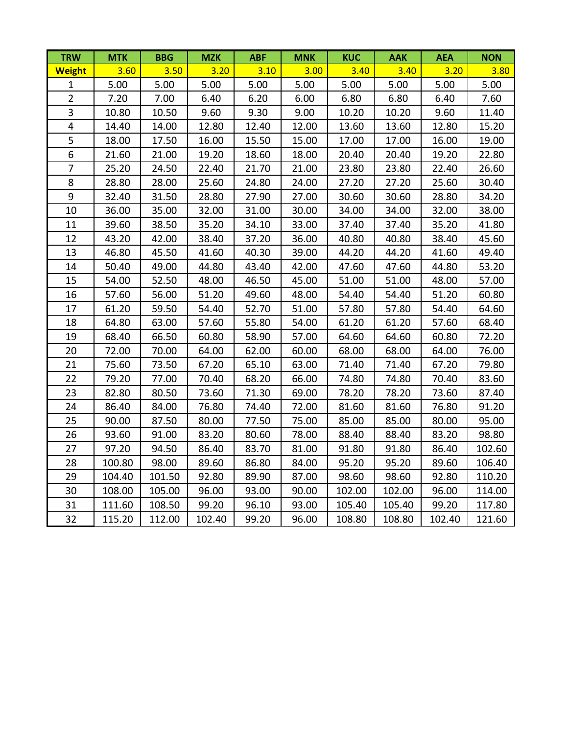| TRW | MTK | BBG | MZK | ABF | MNK | KUC | AAK | AEA | NON |
|---|---|---|---|---|---|---|---|---|---|
| **Weight** | 3.60 | 3.50 | 3.20 | 3.10 | 3.00 | 3.40 | 3.40 | 3.20 | 3.80 |
| 1 | 5.00 | 5.00 | 5.00 | 5.00 | 5.00 | 5.00 | 5.00 | 5.00 | 5.00 |
| 2 | 7.20 | 7.00 | 6.40 | 6.20 | 6.00 | 6.80 | 6.80 | 6.40 | 7.60 |
| 3 | 10.80 | 10.50 | 9.60 | 9.30 | 9.00 | 10.20 | 10.20 | 9.60 | 11.40 |
| 4 | 14.40 | 14.00 | 12.80 | 12.40 | 12.00 | 13.60 | 13.60 | 12.80 | 15.20 |
| 5 | 18.00 | 17.50 | 16.00 | 15.50 | 15.00 | 17.00 | 17.00 | 16.00 | 19.00 |
| 6 | 21.60 | 21.00 | 19.20 | 18.60 | 18.00 | 20.40 | 20.40 | 19.20 | 22.80 |
| 7 | 25.20 | 24.50 | 22.40 | 21.70 | 21.00 | 23.80 | 23.80 | 22.40 | 26.60 |
| 8 | 28.80 | 28.00 | 25.60 | 24.80 | 24.00 | 27.20 | 27.20 | 25.60 | 30.40 |
| 9 | 32.40 | 31.50 | 28.80 | 27.90 | 27.00 | 30.60 | 30.60 | 28.80 | 34.20 |
| 10 | 36.00 | 35.00 | 32.00 | 31.00 | 30.00 | 34.00 | 34.00 | 32.00 | 38.00 |
| 11 | 39.60 | 38.50 | 35.20 | 34.10 | 33.00 | 37.40 | 37.40 | 35.20 | 41.80 |
| 12 | 43.20 | 42.00 | 38.40 | 37.20 | 36.00 | 40.80 | 40.80 | 38.40 | 45.60 |
| 13 | 46.80 | 45.50 | 41.60 | 40.30 | 39.00 | 44.20 | 44.20 | 41.60 | 49.40 |
| 14 | 50.40 | 49.00 | 44.80 | 43.40 | 42.00 | 47.60 | 47.60 | 44.80 | 53.20 |
| 15 | 54.00 | 52.50 | 48.00 | 46.50 | 45.00 | 51.00 | 51.00 | 48.00 | 57.00 |
| 16 | 57.60 | 56.00 | 51.20 | 49.60 | 48.00 | 54.40 | 54.40 | 51.20 | 60.80 |
| 17 | 61.20 | 59.50 | 54.40 | 52.70 | 51.00 | 57.80 | 57.80 | 54.40 | 64.60 |
| 18 | 64.80 | 63.00 | 57.60 | 55.80 | 54.00 | 61.20 | 61.20 | 57.60 | 68.40 |
| 19 | 68.40 | 66.50 | 60.80 | 58.90 | 57.00 | 64.60 | 64.60 | 60.80 | 72.20 |
| 20 | 72.00 | 70.00 | 64.00 | 62.00 | 60.00 | 68.00 | 68.00 | 64.00 | 76.00 |
| 21 | 75.60 | 73.50 | 67.20 | 65.10 | 63.00 | 71.40 | 71.40 | 67.20 | 79.80 |
| 22 | 79.20 | 77.00 | 70.40 | 68.20 | 66.00 | 74.80 | 74.80 | 70.40 | 83.60 |
| 23 | 82.80 | 80.50 | 73.60 | 71.30 | 69.00 | 78.20 | 78.20 | 73.60 | 87.40 |
| 24 | 86.40 | 84.00 | 76.80 | 74.40 | 72.00 | 81.60 | 81.60 | 76.80 | 91.20 |
| 25 | 90.00 | 87.50 | 80.00 | 77.50 | 75.00 | 85.00 | 85.00 | 80.00 | 95.00 |
| 26 | 93.60 | 91.00 | 83.20 | 80.60 | 78.00 | 88.40 | 88.40 | 83.20 | 98.80 |
| 27 | 97.20 | 94.50 | 86.40 | 83.70 | 81.00 | 91.80 | 91.80 | 86.40 | 102.60 |
| 28 | 100.80 | 98.00 | 89.60 | 86.80 | 84.00 | 95.20 | 95.20 | 89.60 | 106.40 |
| 29 | 104.40 | 101.50 | 92.80 | 89.90 | 87.00 | 98.60 | 98.60 | 92.80 | 110.20 |
| 30 | 108.00 | 105.00 | 96.00 | 93.00 | 90.00 | 102.00 | 102.00 | 96.00 | 114.00 |
| 31 | 111.60 | 108.50 | 99.20 | 96.10 | 93.00 | 105.40 | 105.40 | 99.20 | 117.80 |
| 32 | 115.20 | 112.00 | 102.40 | 99.20 | 96.00 | 108.80 | 108.80 | 102.40 | 121.60 |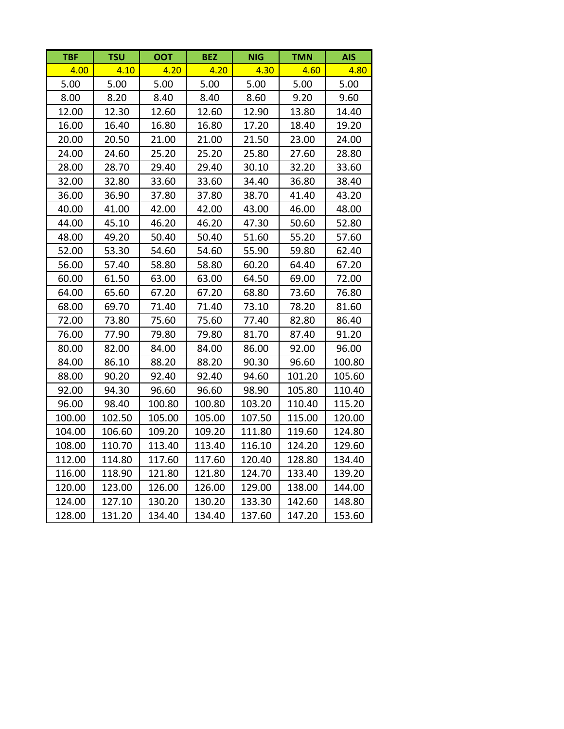| TBF | TSU | OOT | BEZ | NIG | TMN | AIS |
|---|---|---|---|---|---|---|
| 4.00 | 4.10 | 4.20 | 4.20 | 4.30 | 4.60 | 4.80 |
| 5.00 | 5.00 | 5.00 | 5.00 | 5.00 | 5.00 | 5.00 |
| 8.00 | 8.20 | 8.40 | 8.40 | 8.60 | 9.20 | 9.60 |
| 12.00 | 12.30 | 12.60 | 12.60 | 12.90 | 13.80 | 14.40 |
| 16.00 | 16.40 | 16.80 | 16.80 | 17.20 | 18.40 | 19.20 |
| 20.00 | 20.50 | 21.00 | 21.00 | 21.50 | 23.00 | 24.00 |
| 24.00 | 24.60 | 25.20 | 25.20 | 25.80 | 27.60 | 28.80 |
| 28.00 | 28.70 | 29.40 | 29.40 | 30.10 | 32.20 | 33.60 |
| 32.00 | 32.80 | 33.60 | 33.60 | 34.40 | 36.80 | 38.40 |
| 36.00 | 36.90 | 37.80 | 37.80 | 38.70 | 41.40 | 43.20 |
| 40.00 | 41.00 | 42.00 | 42.00 | 43.00 | 46.00 | 48.00 |
| 44.00 | 45.10 | 46.20 | 46.20 | 47.30 | 50.60 | 52.80 |
| 48.00 | 49.20 | 50.40 | 50.40 | 51.60 | 55.20 | 57.60 |
| 52.00 | 53.30 | 54.60 | 54.60 | 55.90 | 59.80 | 62.40 |
| 56.00 | 57.40 | 58.80 | 58.80 | 60.20 | 64.40 | 67.20 |
| 60.00 | 61.50 | 63.00 | 63.00 | 64.50 | 69.00 | 72.00 |
| 64.00 | 65.60 | 67.20 | 67.20 | 68.80 | 73.60 | 76.80 |
| 68.00 | 69.70 | 71.40 | 71.40 | 73.10 | 78.20 | 81.60 |
| 72.00 | 73.80 | 75.60 | 75.60 | 77.40 | 82.80 | 86.40 |
| 76.00 | 77.90 | 79.80 | 79.80 | 81.70 | 87.40 | 91.20 |
| 80.00 | 82.00 | 84.00 | 84.00 | 86.00 | 92.00 | 96.00 |
| 84.00 | 86.10 | 88.20 | 88.20 | 90.30 | 96.60 | 100.80 |
| 88.00 | 90.20 | 92.40 | 92.40 | 94.60 | 101.20 | 105.60 |
| 92.00 | 94.30 | 96.60 | 96.60 | 98.90 | 105.80 | 110.40 |
| 96.00 | 98.40 | 100.80 | 100.80 | 103.20 | 110.40 | 115.20 |
| 100.00 | 102.50 | 105.00 | 105.00 | 107.50 | 115.00 | 120.00 |
| 104.00 | 106.60 | 109.20 | 109.20 | 111.80 | 119.60 | 124.80 |
| 108.00 | 110.70 | 113.40 | 113.40 | 116.10 | 124.20 | 129.60 |
| 112.00 | 114.80 | 117.60 | 117.60 | 120.40 | 128.80 | 134.40 |
| 116.00 | 118.90 | 121.80 | 121.80 | 124.70 | 133.40 | 139.20 |
| 120.00 | 123.00 | 126.00 | 126.00 | 129.00 | 138.00 | 144.00 |
| 124.00 | 127.10 | 130.20 | 130.20 | 133.30 | 142.60 | 148.80 |
| 128.00 | 131.20 | 134.40 | 134.40 | 137.60 | 147.20 | 153.60 |